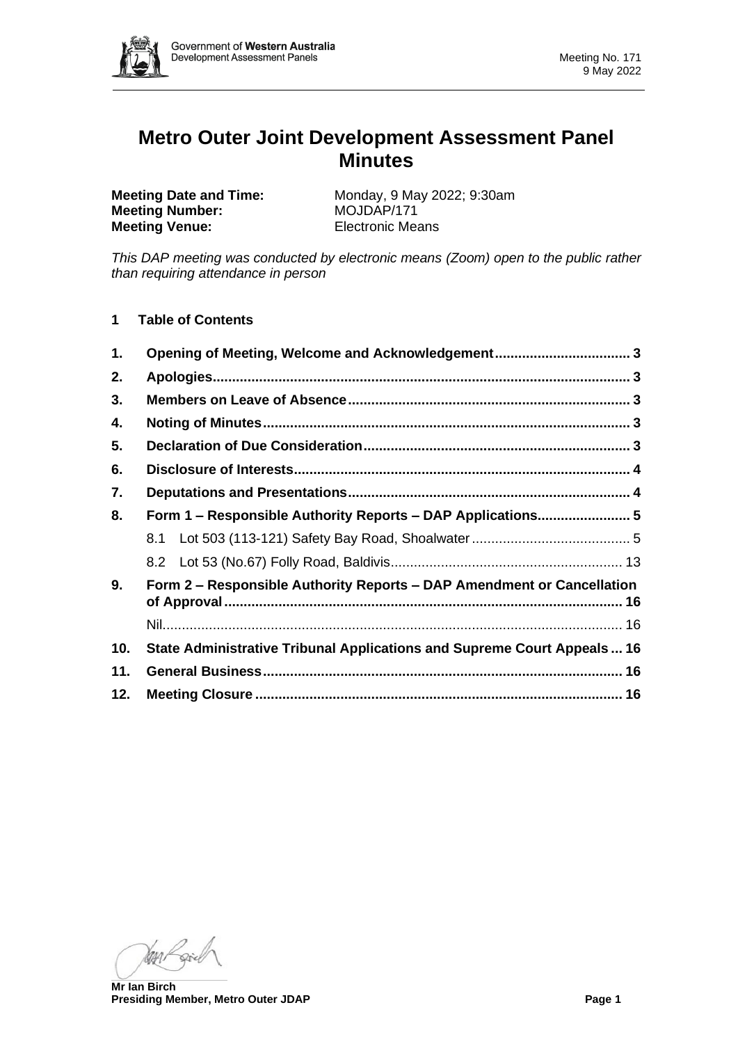# Metro Outer Joint Development Assessment Panel Minutes

**Meeting Date and Time:** Monday, 9 May 2022; 9:30am
**Meeting Number:** MOJDAP/171
**Meeting Venue:** Electronic Means

*This DAP meeting was conducted by electronic means (Zoom) open to the public rather than requiring attendance in person*

## 1 Table of Contents

| | | |
|---|---|---|
| **1.** | **Opening of Meeting, Welcome and Acknowledgement** | **3** |
| **2.** | **Apologies** | **3** |
| **3.** | **Members on Leave of Absence** | **3** |
| **4.** | **Noting of Minutes** | **3** |
| **5.** | **Declaration of Due Consideration** | **3** |
| **6.** | **Disclosure of Interests** | **4** |
| **7.** | **Deputations and Presentations** | **4** |
| **8.** | **Form 1 – Responsible Authority Reports – DAP Applications** | **5** |
| | 8.1 Lot 503 (113-121) Safety Bay Road, Shoalwater | 5 |
| | 8.2 Lot 53 (No.67) Folly Road, Baldivis | 13 |
| **9.** | **Form 2 – Responsible Authority Reports – DAP Amendment or Cancellation of Approval** | **16** |
| | Nil | 16 |
| **10.** | **State Administrative Tribunal Applications and Supreme Court Appeals** | **16** |
| **11.** | **General Business** | **16** |
| **12.** | **Meeting Closure** | **16** |

**Mr Ian Birch**
**Presiding Member, Metro Outer JDAP**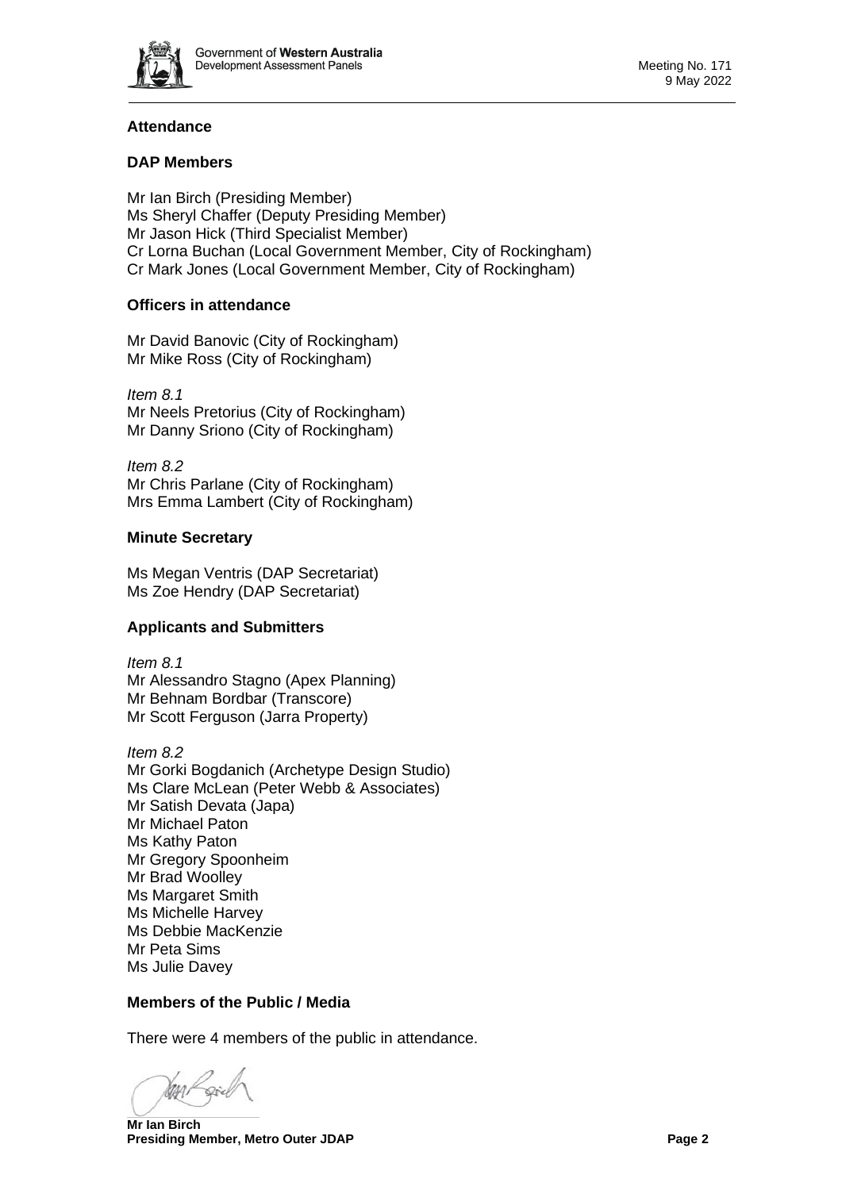### Attendance

### DAP Members

Mr Ian Birch (Presiding Member)
Ms Sheryl Chaffer (Deputy Presiding Member)
Mr Jason Hick (Third Specialist Member)
Cr Lorna Buchan (Local Government Member, City of Rockingham)
Cr Mark Jones (Local Government Member, City of Rockingham)

### Officers in attendance

Mr David Banovic (City of Rockingham)
Mr Mike Ross (City of Rockingham)

*Item 8.1*
Mr Neels Pretorius (City of Rockingham)
Mr Danny Sriono (City of Rockingham)

*Item 8.2*
Mr Chris Parlane (City of Rockingham)
Mrs Emma Lambert (City of Rockingham)

### Minute Secretary

Ms Megan Ventris (DAP Secretariat)
Ms Zoe Hendry (DAP Secretariat)

### Applicants and Submitters

*Item 8.1*
Mr Alessandro Stagno (Apex Planning)
Mr Behnam Bordbar (Transcore)
Mr Scott Ferguson (Jarra Property)

*Item 8.2*
Mr Gorki Bogdanich (Archetype Design Studio)
Ms Clare McLean (Peter Webb & Associates)
Mr Satish Devata (Japa)
Mr Michael Paton
Ms Kathy Paton
Mr Gregory Spoonheim
Mr Brad Woolley
Ms Margaret Smith
Ms Michelle Harvey
Ms Debbie MacKenzie
Mr Peta Sims
Ms Julie Davey

### Members of the Public / Media

There were 4 members of the public in attendance.

**Mr Ian Birch**
**Presiding Member, Metro Outer JDAP**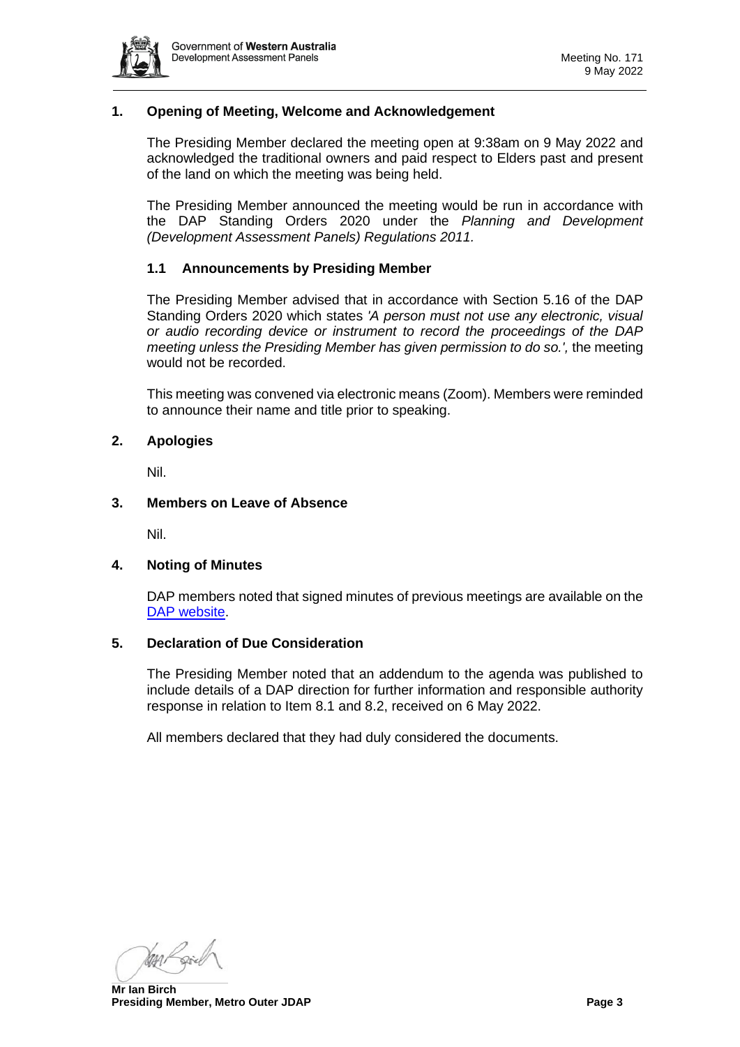## 1. Opening of Meeting, Welcome and Acknowledgement

The Presiding Member declared the meeting open at 9:38am on 9 May 2022 and acknowledged the traditional owners and paid respect to Elders past and present of the land on which the meeting was being held.

The Presiding Member announced the meeting would be run in accordance with the DAP Standing Orders 2020 under the *Planning and Development (Development Assessment Panels) Regulations 2011.*

### 1.1 Announcements by Presiding Member

The Presiding Member advised that in accordance with Section 5.16 of the DAP Standing Orders 2020 which states *'A person must not use any electronic, visual or audio recording device or instrument to record the proceedings of the DAP meeting unless the Presiding Member has given permission to do so.',* the meeting would not be recorded.

This meeting was convened via electronic means (Zoom). Members were reminded to announce their name and title prior to speaking.

## 2. Apologies

Nil.

## 3. Members on Leave of Absence

Nil.

## 4. Noting of Minutes

DAP members noted that signed minutes of previous meetings are available on the DAP website.

## 5. Declaration of Due Consideration

The Presiding Member noted that an addendum to the agenda was published to include details of a DAP direction for further information and responsible authority response in relation to Item 8.1 and 8.2, received on 6 May 2022.

All members declared that they had duly considered the documents.

**Mr Ian Birch**
**Presiding Member, Metro Outer JDAP**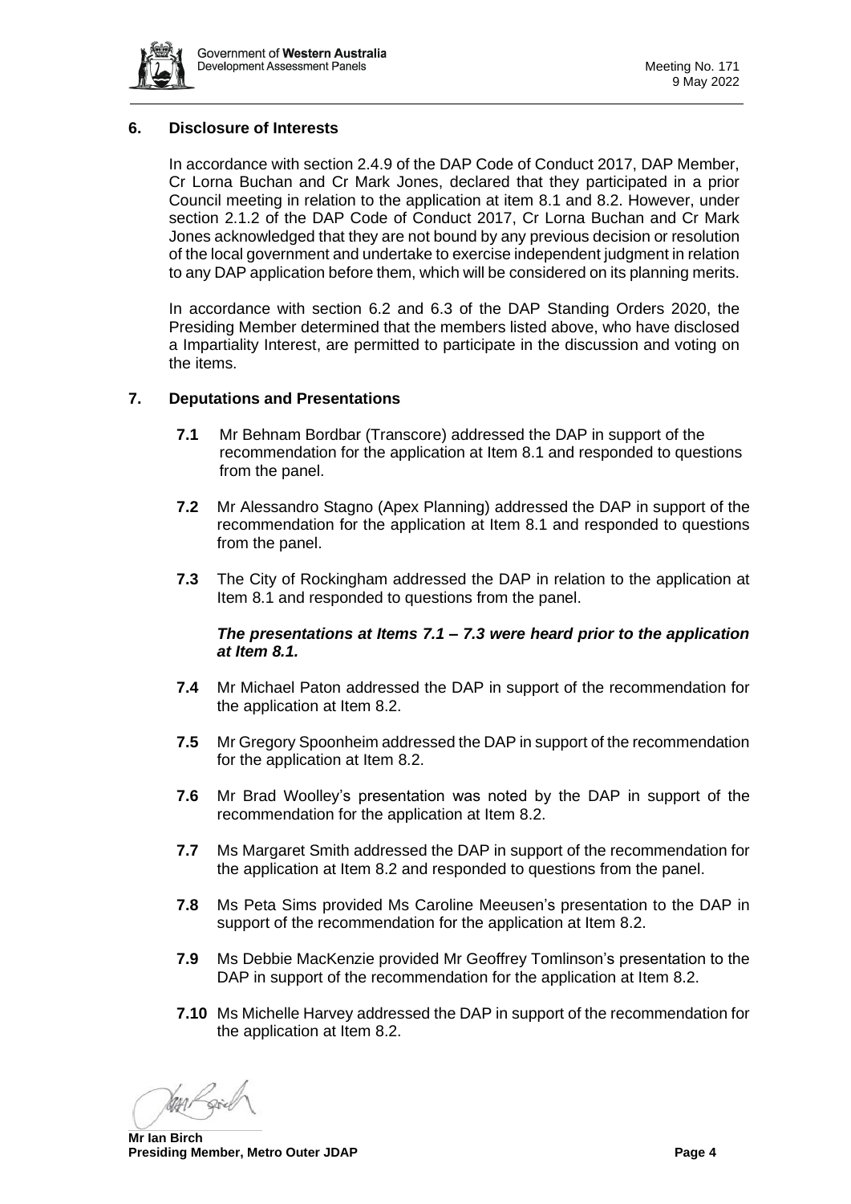## 6. Disclosure of Interests

In accordance with section 2.4.9 of the DAP Code of Conduct 2017, DAP Member, Cr Lorna Buchan and Cr Mark Jones, declared that they participated in a prior Council meeting in relation to the application at item 8.1 and 8.2. However, under section 2.1.2 of the DAP Code of Conduct 2017, Cr Lorna Buchan and Cr Mark Jones acknowledged that they are not bound by any previous decision or resolution of the local government and undertake to exercise independent judgment in relation to any DAP application before them, which will be considered on its planning merits.

In accordance with section 6.2 and 6.3 of the DAP Standing Orders 2020, the Presiding Member determined that the members listed above, who have disclosed a Impartiality Interest, are permitted to participate in the discussion and voting on the items.

## 7. Deputations and Presentations

**7.1** Mr Behnam Bordbar (Transcore) addressed the DAP in support of the recommendation for the application at Item 8.1 and responded to questions from the panel.

**7.2** Mr Alessandro Stagno (Apex Planning) addressed the DAP in support of the recommendation for the application at Item 8.1 and responded to questions from the panel.

**7.3** The City of Rockingham addressed the DAP in relation to the application at Item 8.1 and responded to questions from the panel.

***The presentations at Items 7.1 – 7.3 were heard prior to the application at Item 8.1.***

**7.4** Mr Michael Paton addressed the DAP in support of the recommendation for the application at Item 8.2.

**7.5** Mr Gregory Spoonheim addressed the DAP in support of the recommendation for the application at Item 8.2.

**7.6** Mr Brad Woolley's presentation was noted by the DAP in support of the recommendation for the application at Item 8.2.

**7.7** Ms Margaret Smith addressed the DAP in support of the recommendation for the application at Item 8.2 and responded to questions from the panel.

**7.8** Ms Peta Sims provided Ms Caroline Meeusen's presentation to the DAP in support of the recommendation for the application at Item 8.2.

**7.9** Ms Debbie MacKenzie provided Mr Geoffrey Tomlinson's presentation to the DAP in support of the recommendation for the application at Item 8.2.

**7.10** Ms Michelle Harvey addressed the DAP in support of the recommendation for the application at Item 8.2.

**Mr Ian Birch**
**Presiding Member, Metro Outer JDAP**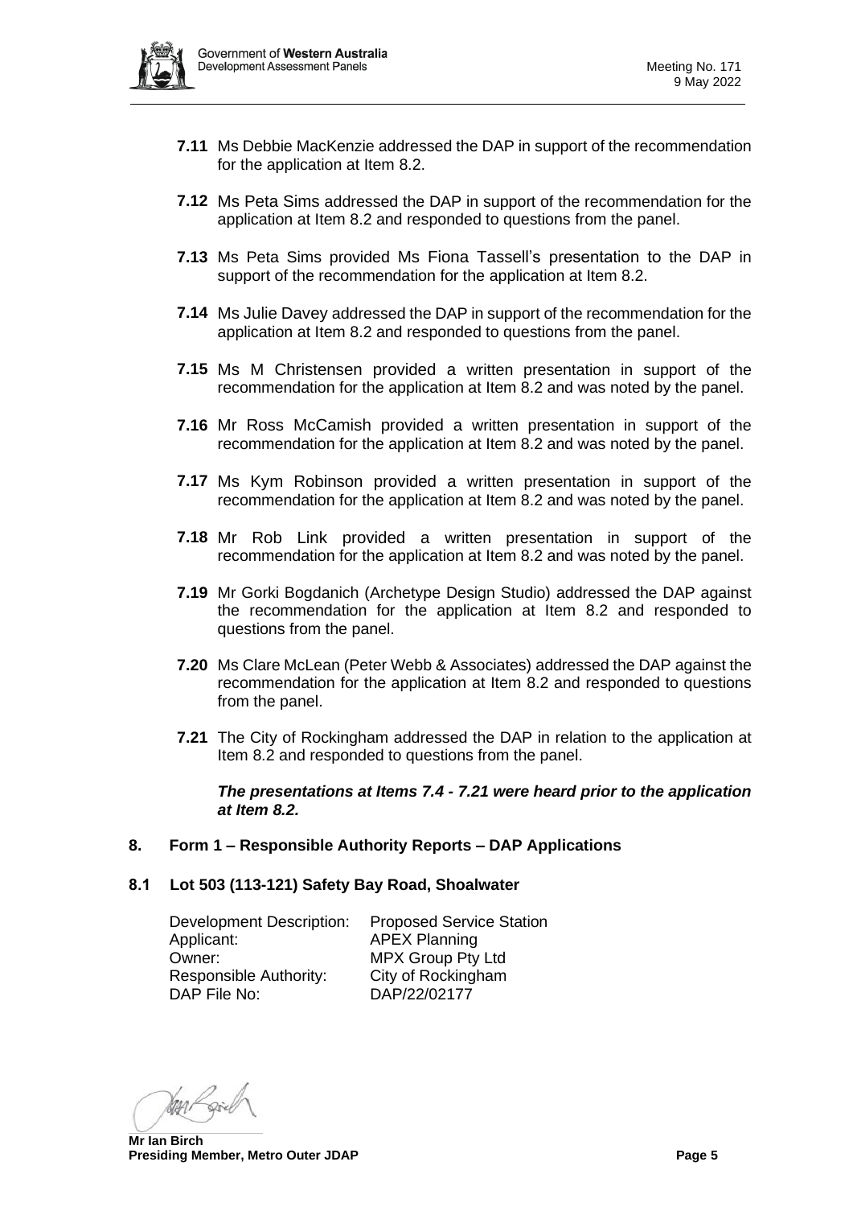**7.11** Ms Debbie MacKenzie addressed the DAP in support of the recommendation for the application at Item 8.2.

**7.12** Ms Peta Sims addressed the DAP in support of the recommendation for the application at Item 8.2 and responded to questions from the panel.

**7.13** Ms Peta Sims provided Ms Fiona Tassell's presentation to the DAP in support of the recommendation for the application at Item 8.2.

**7.14** Ms Julie Davey addressed the DAP in support of the recommendation for the application at Item 8.2 and responded to questions from the panel.

**7.15** Ms M Christensen provided a written presentation in support of the recommendation for the application at Item 8.2 and was noted by the panel.

**7.16** Mr Ross McCamish provided a written presentation in support of the recommendation for the application at Item 8.2 and was noted by the panel.

**7.17** Ms Kym Robinson provided a written presentation in support of the recommendation for the application at Item 8.2 and was noted by the panel.

**7.18** Mr Rob Link provided a written presentation in support of the recommendation for the application at Item 8.2 and was noted by the panel.

**7.19** Mr Gorki Bogdanich (Archetype Design Studio) addressed the DAP against the recommendation for the application at Item 8.2 and responded to questions from the panel.

**7.20** Ms Clare McLean (Peter Webb & Associates) addressed the DAP against the recommendation for the application at Item 8.2 and responded to questions from the panel.

**7.21** The City of Rockingham addressed the DAP in relation to the application at Item 8.2 and responded to questions from the panel.

***The presentations at Items 7.4 - 7.21 were heard prior to the application at Item 8.2.***

## 8. Form 1 – Responsible Authority Reports – DAP Applications

### 8.1 Lot 503 (113-121) Safety Bay Road, Shoalwater

| | |
|---|---|
| Development Description: | Proposed Service Station |
| Applicant: | APEX Planning |
| Owner: | MPX Group Pty Ltd |
| Responsible Authority: | City of Rockingham |
| DAP File No: | DAP/22/02177 |

**Mr Ian Birch**
**Presiding Member, Metro Outer JDAP**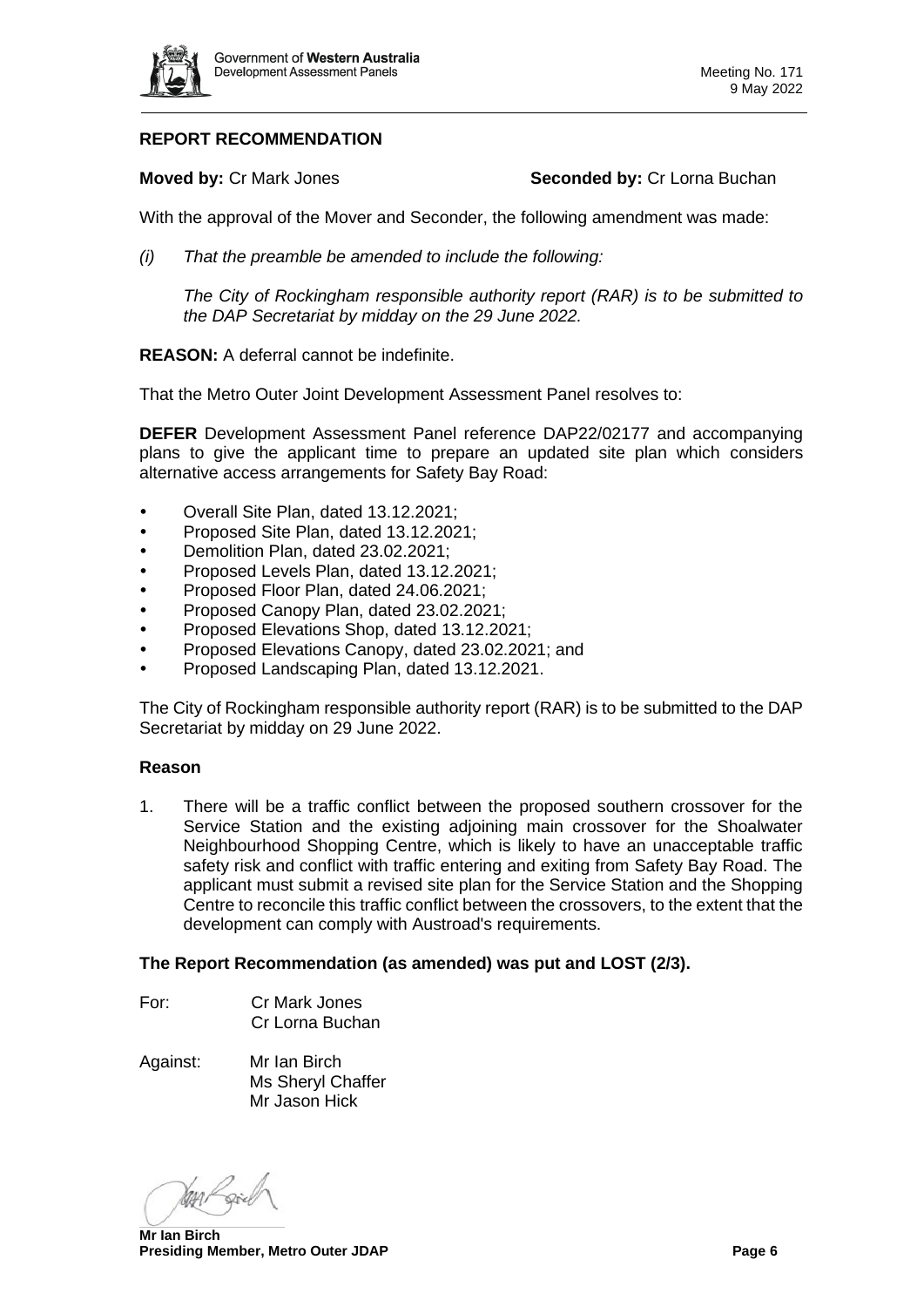**REPORT RECOMMENDATION**

**Moved by:** Cr Mark Jones **Seconded by:** Cr Lorna Buchan

With the approval of the Mover and Seconder, the following amendment was made:

*(i) That the preamble be amended to include the following:*

*The City of Rockingham responsible authority report (RAR) is to be submitted to the DAP Secretariat by midday on the 29 June 2022.*

**REASON:** A deferral cannot be indefinite.

That the Metro Outer Joint Development Assessment Panel resolves to:

**DEFER** Development Assessment Panel reference DAP22/02177 and accompanying plans to give the applicant time to prepare an updated site plan which considers alternative access arrangements for Safety Bay Road:

- Overall Site Plan, dated 13.12.2021;
- Proposed Site Plan, dated 13.12.2021;
- Demolition Plan, dated 23.02.2021;
- Proposed Levels Plan, dated 13.12.2021;
- Proposed Floor Plan, dated 24.06.2021;
- Proposed Canopy Plan, dated 23.02.2021;
- Proposed Elevations Shop, dated 13.12.2021;
- Proposed Elevations Canopy, dated 23.02.2021; and
- Proposed Landscaping Plan, dated 13.12.2021.

The City of Rockingham responsible authority report (RAR) is to be submitted to the DAP Secretariat by midday on 29 June 2022.

**Reason**

1. There will be a traffic conflict between the proposed southern crossover for the Service Station and the existing adjoining main crossover for the Shoalwater Neighbourhood Shopping Centre, which is likely to have an unacceptable traffic safety risk and conflict with traffic entering and exiting from Safety Bay Road. The applicant must submit a revised site plan for the Service Station and the Shopping Centre to reconcile this traffic conflict between the crossovers, to the extent that the development can comply with Austroad's requirements.

**The Report Recommendation (as amended) was put and LOST (2/3).**

For: Cr Mark Jones
Cr Lorna Buchan

Against: Mr Ian Birch
Ms Sheryl Chaffer
Mr Jason Hick

**Mr Ian Birch**
**Presiding Member, Metro Outer JDAP**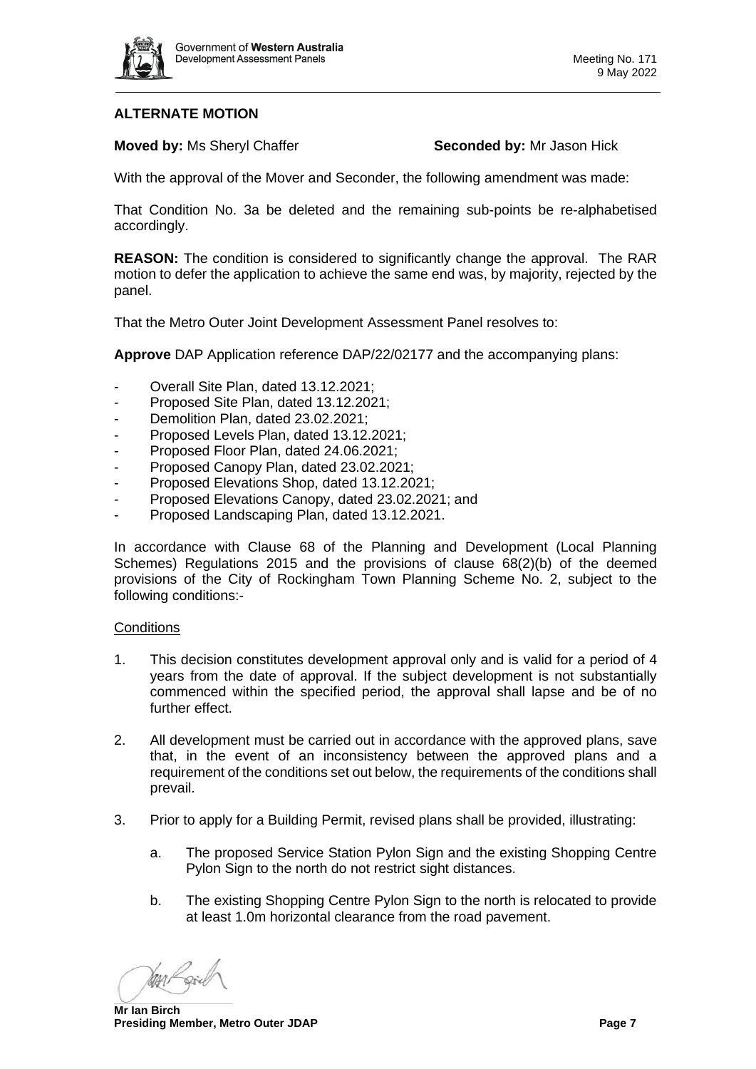**ALTERNATE MOTION**

**Moved by:** Ms Sheryl Chaffer **Seconded by:** Mr Jason Hick

With the approval of the Mover and Seconder, the following amendment was made:

That Condition No. 3a be deleted and the remaining sub-points be re-alphabetised accordingly.

**REASON:** The condition is considered to significantly change the approval. The RAR motion to defer the application to achieve the same end was, by majority, rejected by the panel.

That the Metro Outer Joint Development Assessment Panel resolves to:

**Approve** DAP Application reference DAP/22/02177 and the accompanying plans:

- Overall Site Plan, dated 13.12.2021;
- Proposed Site Plan, dated 13.12.2021;
- Demolition Plan, dated 23.02.2021;
- Proposed Levels Plan, dated 13.12.2021;
- Proposed Floor Plan, dated 24.06.2021;
- Proposed Canopy Plan, dated 23.02.2021;
- Proposed Elevations Shop, dated 13.12.2021;
- Proposed Elevations Canopy, dated 23.02.2021; and
- Proposed Landscaping Plan, dated 13.12.2021.

In accordance with Clause 68 of the Planning and Development (Local Planning Schemes) Regulations 2015 and the provisions of clause 68(2)(b) of the deemed provisions of the City of Rockingham Town Planning Scheme No. 2, subject to the following conditions:-

Conditions

1. This decision constitutes development approval only and is valid for a period of 4 years from the date of approval. If the subject development is not substantially commenced within the specified period, the approval shall lapse and be of no further effect.

2. All development must be carried out in accordance with the approved plans, save that, in the event of an inconsistency between the approved plans and a requirement of the conditions set out below, the requirements of the conditions shall prevail.

3. Prior to apply for a Building Permit, revised plans shall be provided, illustrating:

   a. The proposed Service Station Pylon Sign and the existing Shopping Centre Pylon Sign to the north do not restrict sight distances.

   b. The existing Shopping Centre Pylon Sign to the north is relocated to provide at least 1.0m horizontal clearance from the road pavement.

**Mr Ian Birch**
**Presiding Member, Metro Outer JDAP**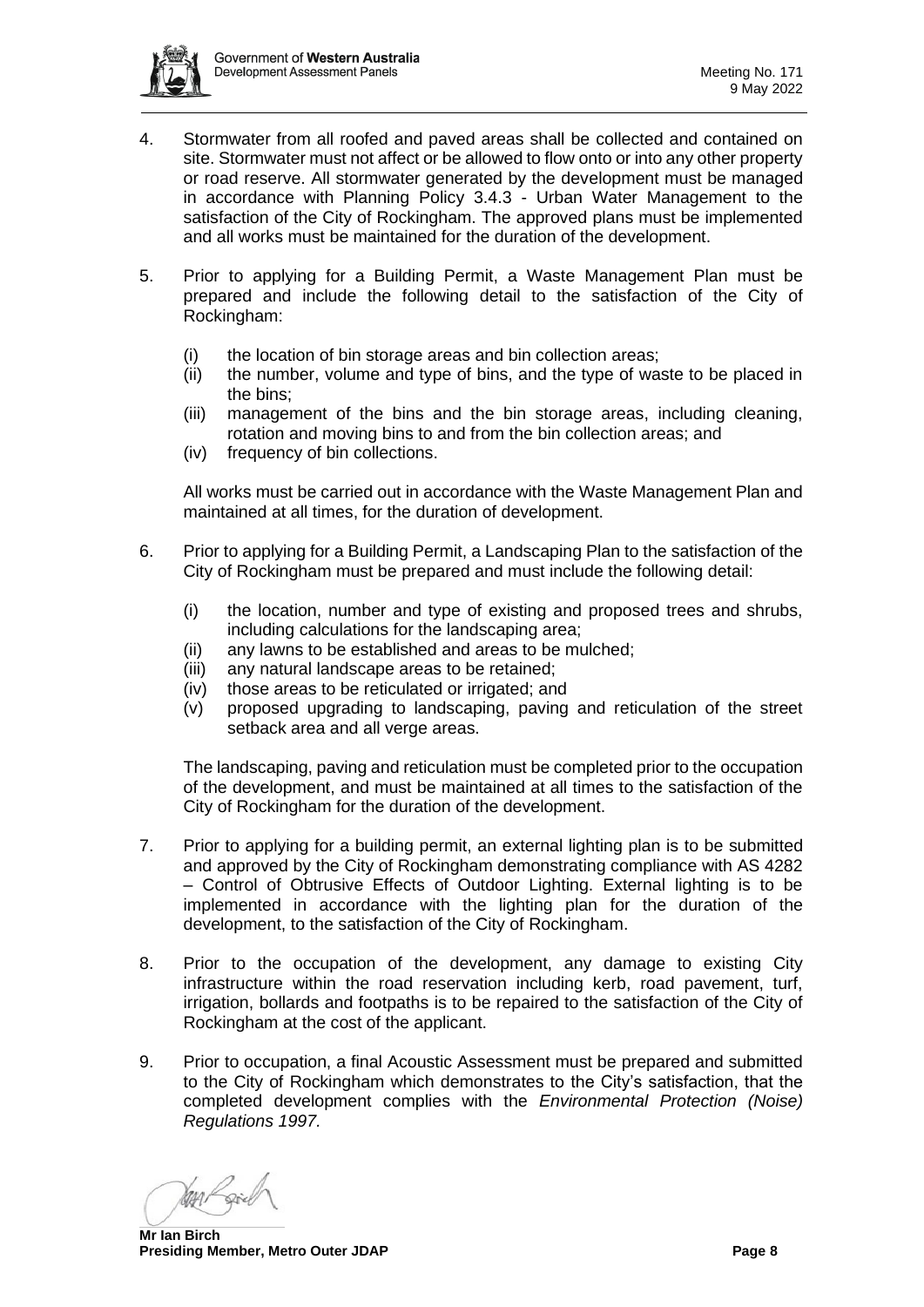4. Stormwater from all roofed and paved areas shall be collected and contained on site. Stormwater must not affect or be allowed to flow onto or into any other property or road reserve. All stormwater generated by the development must be managed in accordance with Planning Policy 3.4.3 - Urban Water Management to the satisfaction of the City of Rockingham. The approved plans must be implemented and all works must be maintained for the duration of the development.

5. Prior to applying for a Building Permit, a Waste Management Plan must be prepared and include the following detail to the satisfaction of the City of Rockingham:

   (i) the location of bin storage areas and bin collection areas;
   (ii) the number, volume and type of bins, and the type of waste to be placed in the bins;
   (iii) management of the bins and the bin storage areas, including cleaning, rotation and moving bins to and from the bin collection areas; and
   (iv) frequency of bin collections.

   All works must be carried out in accordance with the Waste Management Plan and maintained at all times, for the duration of development.

6. Prior to applying for a Building Permit, a Landscaping Plan to the satisfaction of the City of Rockingham must be prepared and must include the following detail:

   (i) the location, number and type of existing and proposed trees and shrubs, including calculations for the landscaping area;
   (ii) any lawns to be established and areas to be mulched;
   (iii) any natural landscape areas to be retained;
   (iv) those areas to be reticulated or irrigated; and
   (v) proposed upgrading to landscaping, paving and reticulation of the street setback area and all verge areas.

   The landscaping, paving and reticulation must be completed prior to the occupation of the development, and must be maintained at all times to the satisfaction of the City of Rockingham for the duration of the development.

7. Prior to applying for a building permit, an external lighting plan is to be submitted and approved by the City of Rockingham demonstrating compliance with AS 4282 – Control of Obtrusive Effects of Outdoor Lighting. External lighting is to be implemented in accordance with the lighting plan for the duration of the development, to the satisfaction of the City of Rockingham.

8. Prior to the occupation of the development, any damage to existing City infrastructure within the road reservation including kerb, road pavement, turf, irrigation, bollards and footpaths is to be repaired to the satisfaction of the City of Rockingham at the cost of the applicant.

9. Prior to occupation, a final Acoustic Assessment must be prepared and submitted to the City of Rockingham which demonstrates to the City's satisfaction, that the completed development complies with the *Environmental Protection (Noise) Regulations 1997.*

**Mr Ian Birch**
**Presiding Member, Metro Outer JDAP**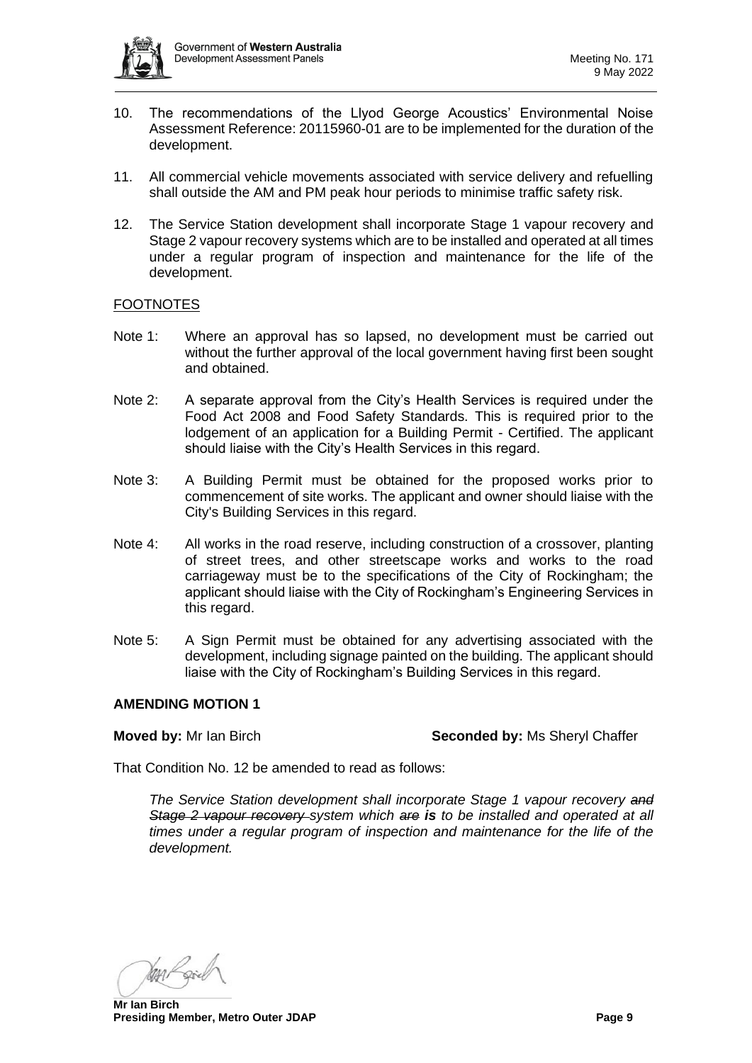10. The recommendations of the Llyod George Acoustics' Environmental Noise Assessment Reference: 20115960-01 are to be implemented for the duration of the development.

11. All commercial vehicle movements associated with service delivery and refuelling shall outside the AM and PM peak hour periods to minimise traffic safety risk.

12. The Service Station development shall incorporate Stage 1 vapour recovery and Stage 2 vapour recovery systems which are to be installed and operated at all times under a regular program of inspection and maintenance for the life of the development.

FOOTNOTES

Note 1: Where an approval has so lapsed, no development must be carried out without the further approval of the local government having first been sought and obtained.

Note 2: A separate approval from the City's Health Services is required under the Food Act 2008 and Food Safety Standards. This is required prior to the lodgement of an application for a Building Permit - Certified. The applicant should liaise with the City's Health Services in this regard.

Note 3: A Building Permit must be obtained for the proposed works prior to commencement of site works. The applicant and owner should liaise with the City's Building Services in this regard.

Note 4: All works in the road reserve, including construction of a crossover, planting of street trees, and other streetscape works and works to the road carriageway must be to the specifications of the City of Rockingham; the applicant should liaise with the City of Rockingham's Engineering Services in this regard.

Note 5: A Sign Permit must be obtained for any advertising associated with the development, including signage painted on the building. The applicant should liaise with the City of Rockingham's Building Services in this regard.

**AMENDING MOTION 1**

**Moved by:** Mr Ian Birch **Seconded by:** Ms Sheryl Chaffer

That Condition No. 12 be amended to read as follows:

*The Service Station development shall incorporate Stage 1 vapour recovery ~~and Stage 2 vapour recovery~~ system which ~~are~~ **is** to be installed and operated at all times under a regular program of inspection and maintenance for the life of the development.*

**Mr Ian Birch**
**Presiding Member, Metro Outer JDAP**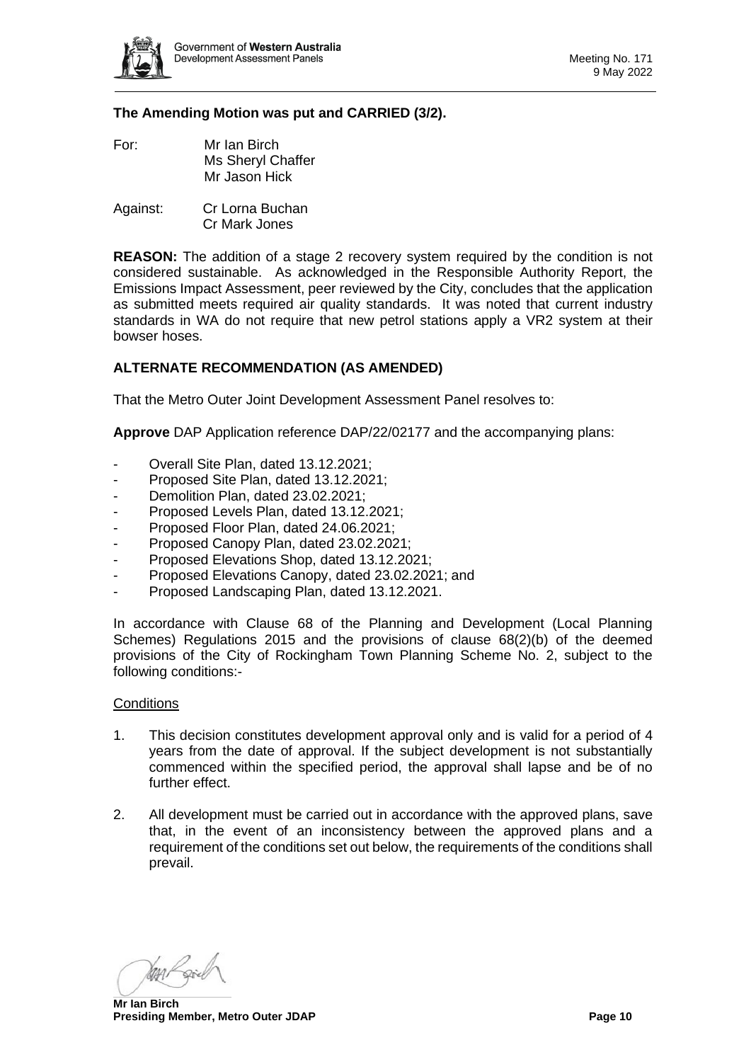**The Amending Motion was put and CARRIED (3/2).**

For: Mr Ian Birch
Ms Sheryl Chaffer
Mr Jason Hick

Against: Cr Lorna Buchan
Cr Mark Jones

**REASON:** The addition of a stage 2 recovery system required by the condition is not considered sustainable. As acknowledged in the Responsible Authority Report, the Emissions Impact Assessment, peer reviewed by the City, concludes that the application as submitted meets required air quality standards. It was noted that current industry standards in WA do not require that new petrol stations apply a VR2 system at their bowser hoses.

**ALTERNATE RECOMMENDATION (AS AMENDED)**

That the Metro Outer Joint Development Assessment Panel resolves to:

**Approve** DAP Application reference DAP/22/02177 and the accompanying plans:

- Overall Site Plan, dated 13.12.2021;
- Proposed Site Plan, dated 13.12.2021;
- Demolition Plan, dated 23.02.2021;
- Proposed Levels Plan, dated 13.12.2021;
- Proposed Floor Plan, dated 24.06.2021;
- Proposed Canopy Plan, dated 23.02.2021;
- Proposed Elevations Shop, dated 13.12.2021;
- Proposed Elevations Canopy, dated 23.02.2021; and
- Proposed Landscaping Plan, dated 13.12.2021.

In accordance with Clause 68 of the Planning and Development (Local Planning Schemes) Regulations 2015 and the provisions of clause 68(2)(b) of the deemed provisions of the City of Rockingham Town Planning Scheme No. 2, subject to the following conditions:-

Conditions

1. This decision constitutes development approval only and is valid for a period of 4 years from the date of approval. If the subject development is not substantially commenced within the specified period, the approval shall lapse and be of no further effect.

2. All development must be carried out in accordance with the approved plans, save that, in the event of an inconsistency between the approved plans and a requirement of the conditions set out below, the requirements of the conditions shall prevail.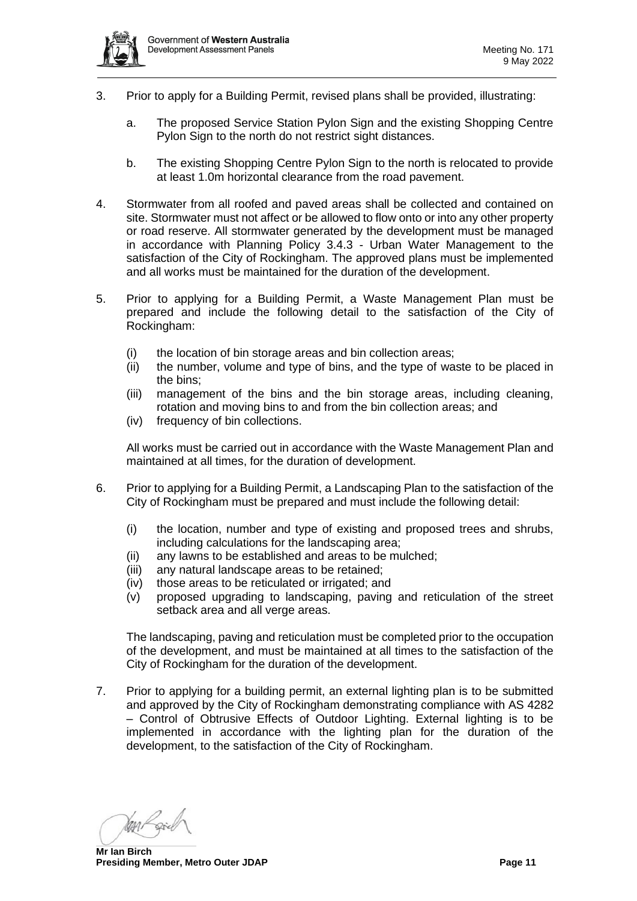3. Prior to apply for a Building Permit, revised plans shall be provided, illustrating:

   a. The proposed Service Station Pylon Sign and the existing Shopping Centre Pylon Sign to the north do not restrict sight distances.

   b. The existing Shopping Centre Pylon Sign to the north is relocated to provide at least 1.0m horizontal clearance from the road pavement.

4. Stormwater from all roofed and paved areas shall be collected and contained on site. Stormwater must not affect or be allowed to flow onto or into any other property or road reserve. All stormwater generated by the development must be managed in accordance with Planning Policy 3.4.3 - Urban Water Management to the satisfaction of the City of Rockingham. The approved plans must be implemented and all works must be maintained for the duration of the development.

5. Prior to applying for a Building Permit, a Waste Management Plan must be prepared and include the following detail to the satisfaction of the City of Rockingham:

   (i) the location of bin storage areas and bin collection areas;
   (ii) the number, volume and type of bins, and the type of waste to be placed in the bins;
   (iii) management of the bins and the bin storage areas, including cleaning, rotation and moving bins to and from the bin collection areas; and
   (iv) frequency of bin collections.

   All works must be carried out in accordance with the Waste Management Plan and maintained at all times, for the duration of development.

6. Prior to applying for a Building Permit, a Landscaping Plan to the satisfaction of the City of Rockingham must be prepared and must include the following detail:

   (i) the location, number and type of existing and proposed trees and shrubs, including calculations for the landscaping area;
   (ii) any lawns to be established and areas to be mulched;
   (iii) any natural landscape areas to be retained;
   (iv) those areas to be reticulated or irrigated; and
   (v) proposed upgrading to landscaping, paving and reticulation of the street setback area and all verge areas.

   The landscaping, paving and reticulation must be completed prior to the occupation of the development, and must be maintained at all times to the satisfaction of the City of Rockingham for the duration of the development.

7. Prior to applying for a building permit, an external lighting plan is to be submitted and approved by the City of Rockingham demonstrating compliance with AS 4282 – Control of Obtrusive Effects of Outdoor Lighting. External lighting is to be implemented in accordance with the lighting plan for the duration of the development, to the satisfaction of the City of Rockingham.

**Mr Ian Birch**
**Presiding Member, Metro Outer JDAP**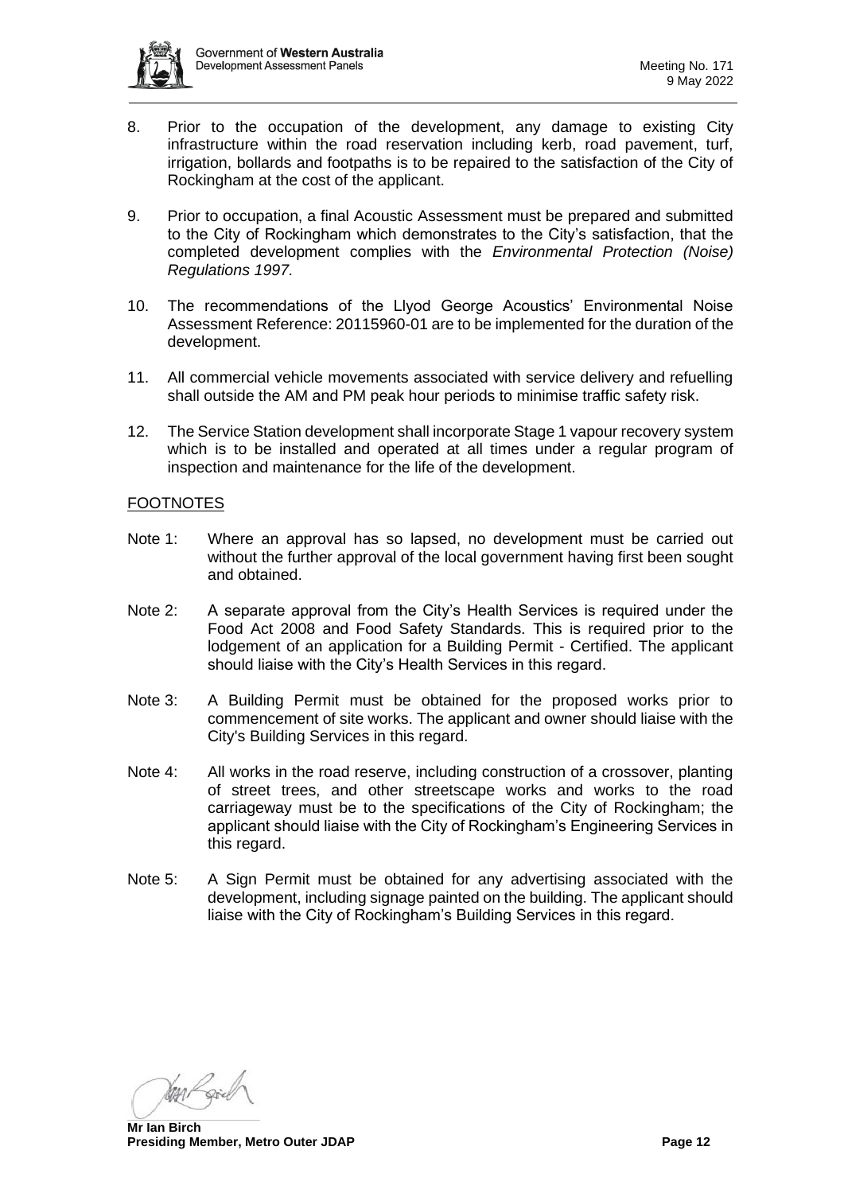8. Prior to the occupation of the development, any damage to existing City infrastructure within the road reservation including kerb, road pavement, turf, irrigation, bollards and footpaths is to be repaired to the satisfaction of the City of Rockingham at the cost of the applicant.

9. Prior to occupation, a final Acoustic Assessment must be prepared and submitted to the City of Rockingham which demonstrates to the City's satisfaction, that the completed development complies with the *Environmental Protection (Noise) Regulations 1997.*

10. The recommendations of the Llyod George Acoustics' Environmental Noise Assessment Reference: 20115960-01 are to be implemented for the duration of the development.

11. All commercial vehicle movements associated with service delivery and refuelling shall outside the AM and PM peak hour periods to minimise traffic safety risk.

12. The Service Station development shall incorporate Stage 1 vapour recovery system which is to be installed and operated at all times under a regular program of inspection and maintenance for the life of the development.

FOOTNOTES

Note 1: Where an approval has so lapsed, no development must be carried out without the further approval of the local government having first been sought and obtained.

Note 2: A separate approval from the City's Health Services is required under the Food Act 2008 and Food Safety Standards. This is required prior to the lodgement of an application for a Building Permit - Certified. The applicant should liaise with the City's Health Services in this regard.

Note 3: A Building Permit must be obtained for the proposed works prior to commencement of site works. The applicant and owner should liaise with the City's Building Services in this regard.

Note 4: All works in the road reserve, including construction of a crossover, planting of street trees, and other streetscape works and works to the road carriageway must be to the specifications of the City of Rockingham; the applicant should liaise with the City of Rockingham's Engineering Services in this regard.

Note 5: A Sign Permit must be obtained for any advertising associated with the development, including signage painted on the building. The applicant should liaise with the City of Rockingham's Building Services in this regard.

**Mr Ian Birch**
**Presiding Member, Metro Outer JDAP**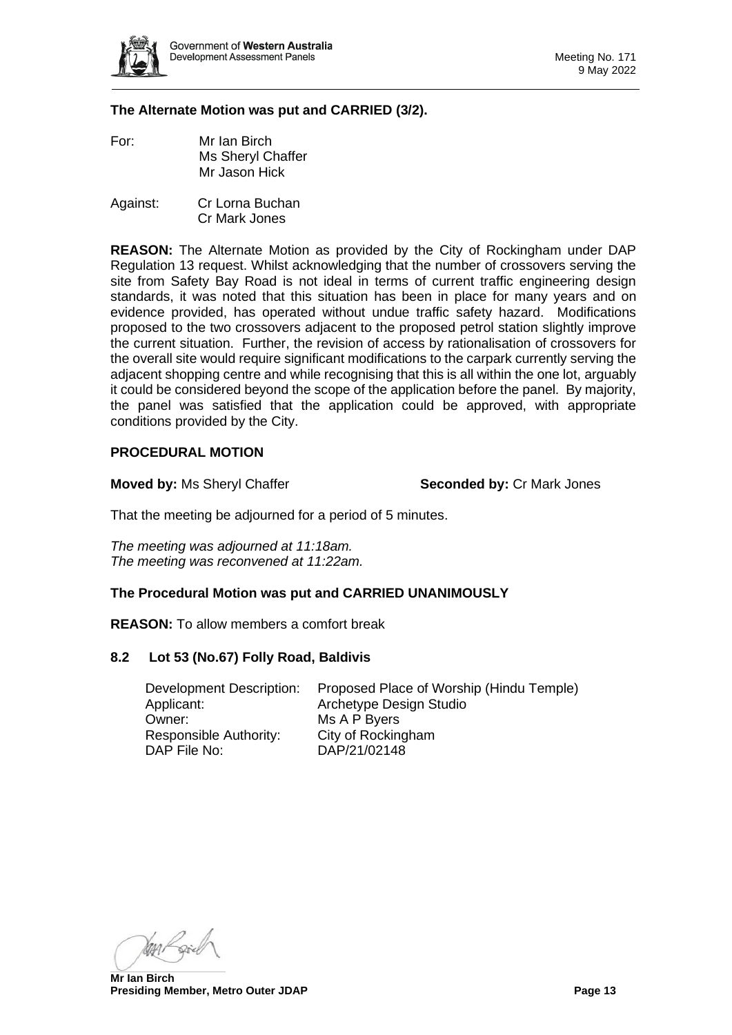**The Alternate Motion was put and CARRIED (3/2).**

For: Mr Ian Birch
Ms Sheryl Chaffer
Mr Jason Hick

Against: Cr Lorna Buchan
Cr Mark Jones

**REASON:** The Alternate Motion as provided by the City of Rockingham under DAP Regulation 13 request. Whilst acknowledging that the number of crossovers serving the site from Safety Bay Road is not ideal in terms of current traffic engineering design standards, it was noted that this situation has been in place for many years and on evidence provided, has operated without undue traffic safety hazard. Modifications proposed to the two crossovers adjacent to the proposed petrol station slightly improve the current situation. Further, the revision of access by rationalisation of crossovers for the overall site would require significant modifications to the carpark currently serving the adjacent shopping centre and while recognising that this is all within the one lot, arguably it could be considered beyond the scope of the application before the panel. By majority, the panel was satisfied that the application could be approved, with appropriate conditions provided by the City.

**PROCEDURAL MOTION**

**Moved by:** Ms Sheryl Chaffer **Seconded by:** Cr Mark Jones

That the meeting be adjourned for a period of 5 minutes.

*The meeting was adjourned at 11:18am.*
*The meeting was reconvened at 11:22am.*

**The Procedural Motion was put and CARRIED UNANIMOUSLY**

**REASON:** To allow members a comfort break

### 8.2 Lot 53 (No.67) Folly Road, Baldivis

| | |
|---|---|
| Development Description: | Proposed Place of Worship (Hindu Temple) |
| Applicant: | Archetype Design Studio |
| Owner: | Ms A P Byers |
| Responsible Authority: | City of Rockingham |
| DAP File No: | DAP/21/02148 |

**Mr Ian Birch**
**Presiding Member, Metro Outer JDAP**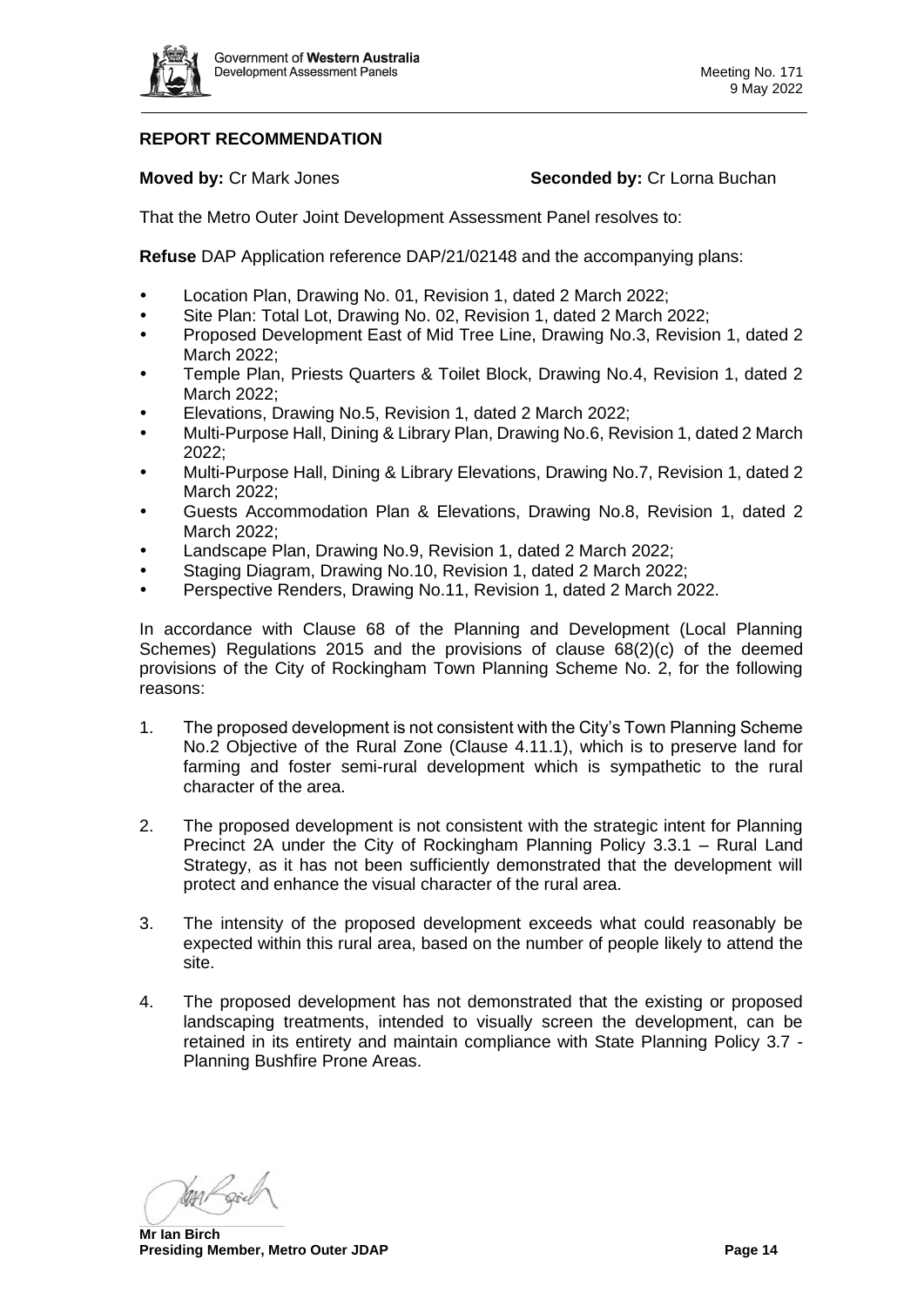## REPORT RECOMMENDATION

**Moved by:** Cr Mark Jones **Seconded by:** Cr Lorna Buchan

That the Metro Outer Joint Development Assessment Panel resolves to:

**Refuse** DAP Application reference DAP/21/02148 and the accompanying plans:

- Location Plan, Drawing No. 01, Revision 1, dated 2 March 2022;
- Site Plan: Total Lot, Drawing No. 02, Revision 1, dated 2 March 2022;
- Proposed Development East of Mid Tree Line, Drawing No.3, Revision 1, dated 2 March 2022;
- Temple Plan, Priests Quarters & Toilet Block, Drawing No.4, Revision 1, dated 2 March 2022;
- Elevations, Drawing No.5, Revision 1, dated 2 March 2022;
- Multi-Purpose Hall, Dining & Library Plan, Drawing No.6, Revision 1, dated 2 March 2022;
- Multi-Purpose Hall, Dining & Library Elevations, Drawing No.7, Revision 1, dated 2 March 2022;
- Guests Accommodation Plan & Elevations, Drawing No.8, Revision 1, dated 2 March 2022;
- Landscape Plan, Drawing No.9, Revision 1, dated 2 March 2022;
- Staging Diagram, Drawing No.10, Revision 1, dated 2 March 2022;
- Perspective Renders, Drawing No.11, Revision 1, dated 2 March 2022.

In accordance with Clause 68 of the Planning and Development (Local Planning Schemes) Regulations 2015 and the provisions of clause 68(2)(c) of the deemed provisions of the City of Rockingham Town Planning Scheme No. 2, for the following reasons:

1. The proposed development is not consistent with the City's Town Planning Scheme No.2 Objective of the Rural Zone (Clause 4.11.1), which is to preserve land for farming and foster semi-rural development which is sympathetic to the rural character of the area.

2. The proposed development is not consistent with the strategic intent for Planning Precinct 2A under the City of Rockingham Planning Policy 3.3.1 – Rural Land Strategy, as it has not been sufficiently demonstrated that the development will protect and enhance the visual character of the rural area.

3. The intensity of the proposed development exceeds what could reasonably be expected within this rural area, based on the number of people likely to attend the site.

4. The proposed development has not demonstrated that the existing or proposed landscaping treatments, intended to visually screen the development, can be retained in its entirety and maintain compliance with State Planning Policy 3.7 - Planning Bushfire Prone Areas.

**Mr Ian Birch**
**Presiding Member, Metro Outer JDAP**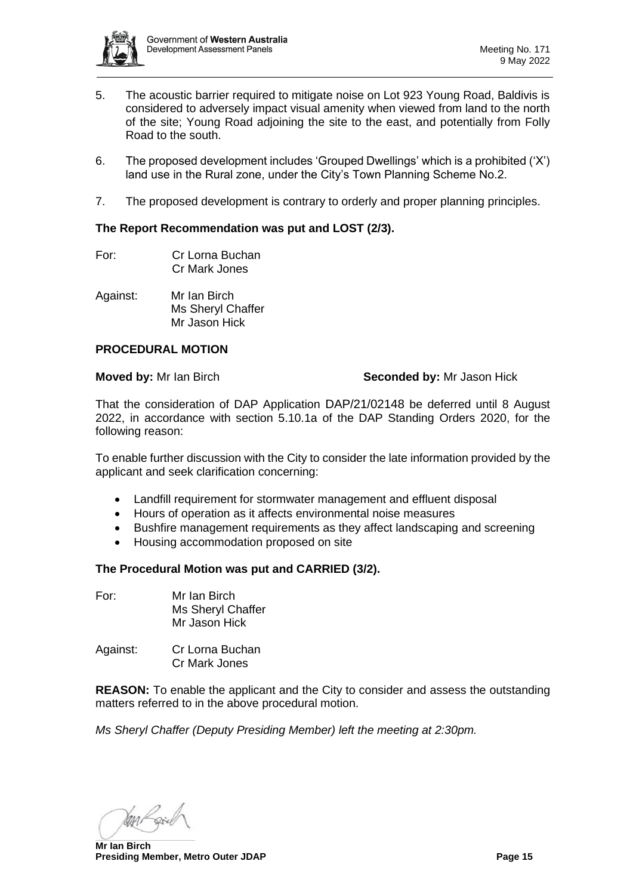5. The acoustic barrier required to mitigate noise on Lot 923 Young Road, Baldivis is considered to adversely impact visual amenity when viewed from land to the north of the site; Young Road adjoining the site to the east, and potentially from Folly Road to the south.

6. The proposed development includes 'Grouped Dwellings' which is a prohibited ('X') land use in the Rural zone, under the City's Town Planning Scheme No.2.

7. The proposed development is contrary to orderly and proper planning principles.

**The Report Recommendation was put and LOST (2/3).**

For: Cr Lorna Buchan
Cr Mark Jones

Against: Mr Ian Birch
Ms Sheryl Chaffer
Mr Jason Hick

**PROCEDURAL MOTION**

**Moved by:** Mr Ian Birch **Seconded by:** Mr Jason Hick

That the consideration of DAP Application DAP/21/02148 be deferred until 8 August 2022, in accordance with section 5.10.1a of the DAP Standing Orders 2020, for the following reason:

To enable further discussion with the City to consider the late information provided by the applicant and seek clarification concerning:

- Landfill requirement for stormwater management and effluent disposal
- Hours of operation as it affects environmental noise measures
- Bushfire management requirements as they affect landscaping and screening
- Housing accommodation proposed on site

**The Procedural Motion was put and CARRIED (3/2).**

For: Mr Ian Birch
Ms Sheryl Chaffer
Mr Jason Hick

Against: Cr Lorna Buchan
Cr Mark Jones

**REASON:** To enable the applicant and the City to consider and assess the outstanding matters referred to in the above procedural motion.

*Ms Sheryl Chaffer (Deputy Presiding Member) left the meeting at 2:30pm.*

**Mr Ian Birch**
**Presiding Member, Metro Outer JDAP**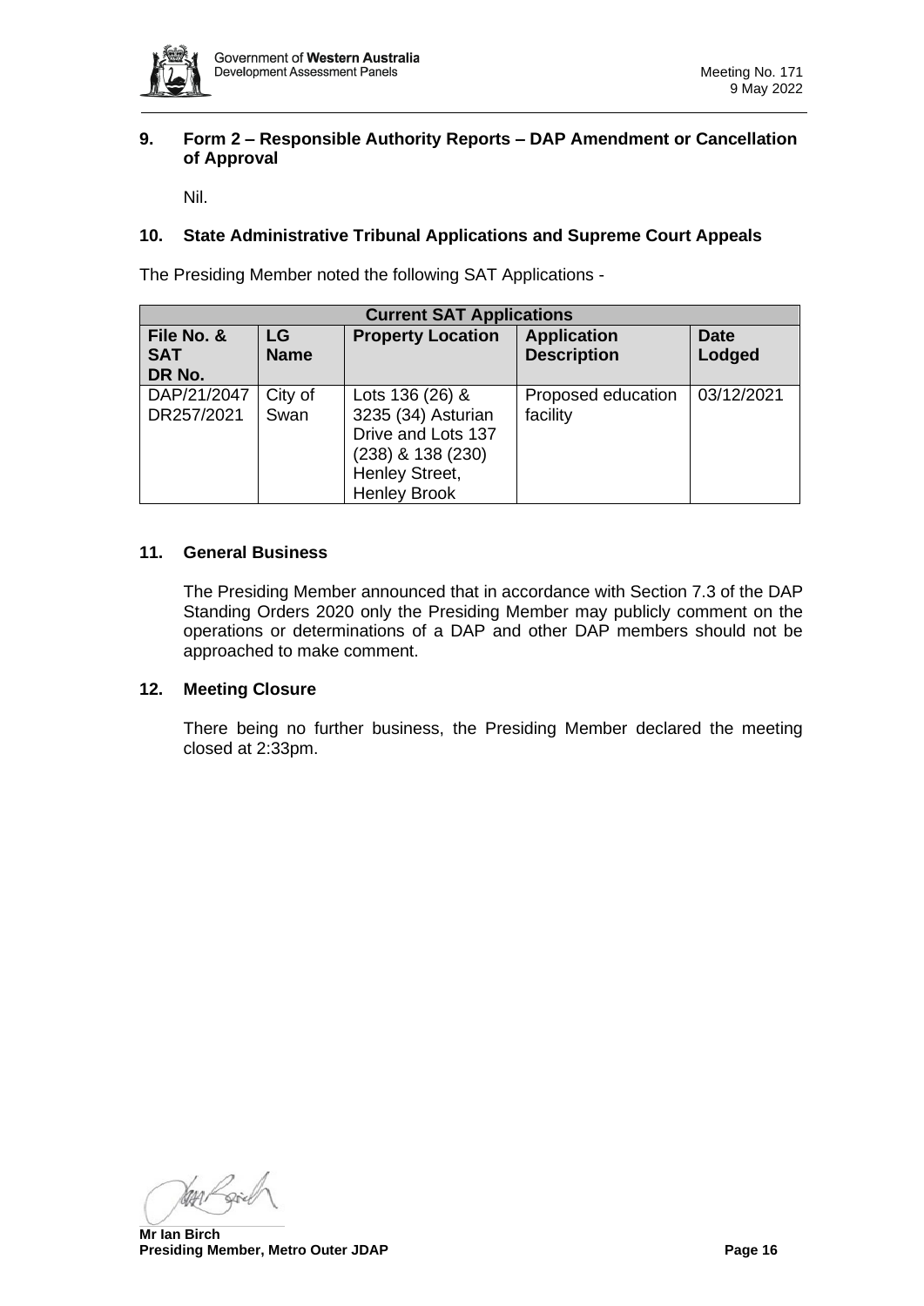## 9. Form 2 – Responsible Authority Reports – DAP Amendment or Cancellation of Approval

Nil.

## 10. State Administrative Tribunal Applications and Supreme Court Appeals

The Presiding Member noted the following SAT Applications -

| **Current SAT Applications** | | | | |
|---|---|---|---|---|
| **File No. & SAT DR No.** | **LG Name** | **Property Location** | **Application Description** | **Date Lodged** |
| DAP/21/2047 DR257/2021 | City of Swan | Lots 136 (26) & 3235 (34) Asturian Drive and Lots 137 (238) & 138 (230) Henley Street, Henley Brook | Proposed education facility | 03/12/2021 |

## 11. General Business

The Presiding Member announced that in accordance with Section 7.3 of the DAP Standing Orders 2020 only the Presiding Member may publicly comment on the operations or determinations of a DAP and other DAP members should not be approached to make comment.

## 12. Meeting Closure

There being no further business, the Presiding Member declared the meeting closed at 2:33pm.

**Mr Ian Birch**
**Presiding Member, Metro Outer JDAP**